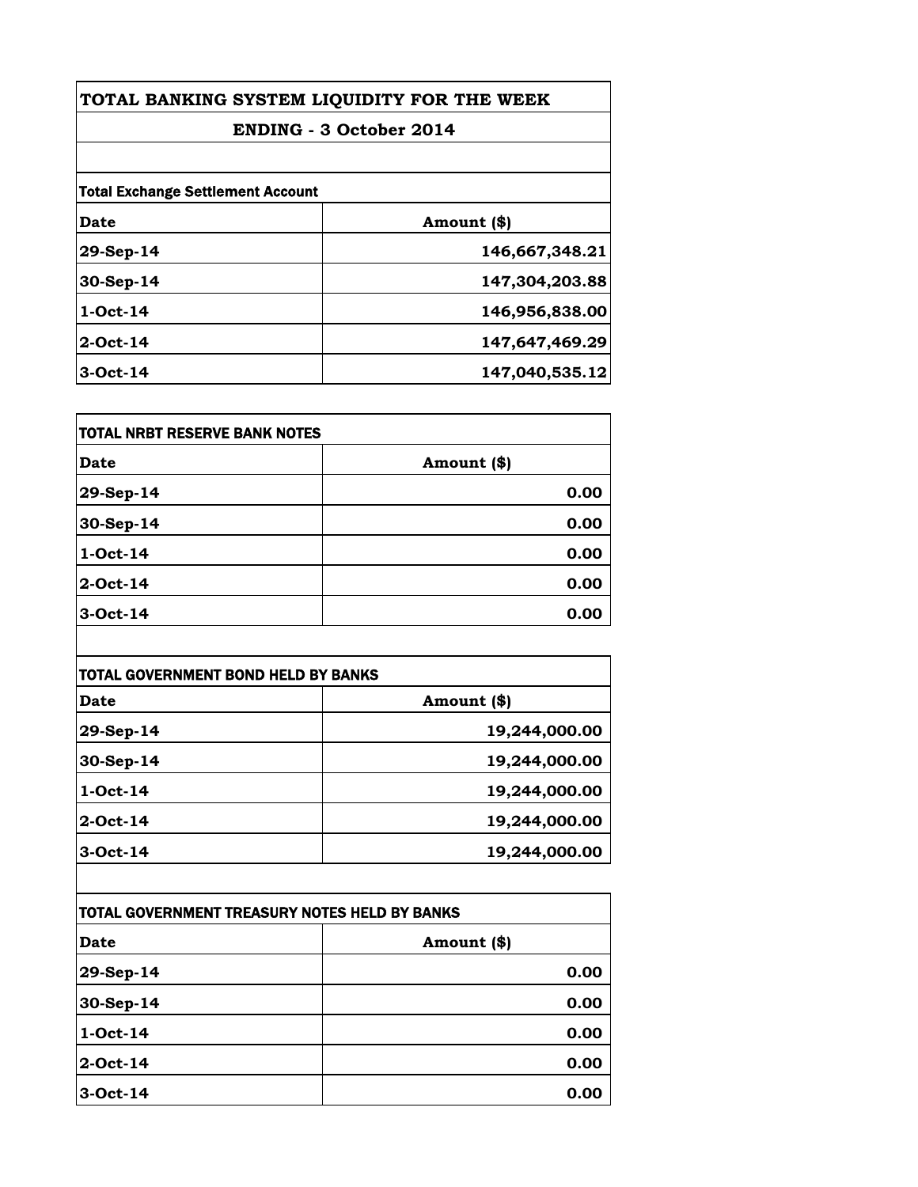# TOTAL BANKING SYSTEM LIQUIDITY FOR THE WEEK

## ENDING - 3 October 2014

**Total Exchange Settlement Account**

| Date | Amount ($) |
| --- | --- |
| 29-Sep-14 | 146,667,348.21 |
| 30-Sep-14 | 147,304,203.88 |
| 1-Oct-14 | 146,956,838.00 |
| 2-Oct-14 | 147,647,469.29 |
| 3-Oct-14 | 147,040,535.12 |

**TOTAL NRBT RESERVE BANK NOTES**

| Date | Amount ($) |
| --- | --- |
| 29-Sep-14 | 0.00 |
| 30-Sep-14 | 0.00 |
| 1-Oct-14 | 0.00 |
| 2-Oct-14 | 0.00 |
| 3-Oct-14 | 0.00 |

**TOTAL GOVERNMENT BOND HELD BY BANKS**

| Date | Amount ($) |
| --- | --- |
| 29-Sep-14 | 19,244,000.00 |
| 30-Sep-14 | 19,244,000.00 |
| 1-Oct-14 | 19,244,000.00 |
| 2-Oct-14 | 19,244,000.00 |
| 3-Oct-14 | 19,244,000.00 |

**TOTAL GOVERNMENT TREASURY NOTES HELD BY BANKS**

| Date | Amount ($) |
| --- | --- |
| 29-Sep-14 | 0.00 |
| 30-Sep-14 | 0.00 |
| 1-Oct-14 | 0.00 |
| 2-Oct-14 | 0.00 |
| 3-Oct-14 | 0.00 |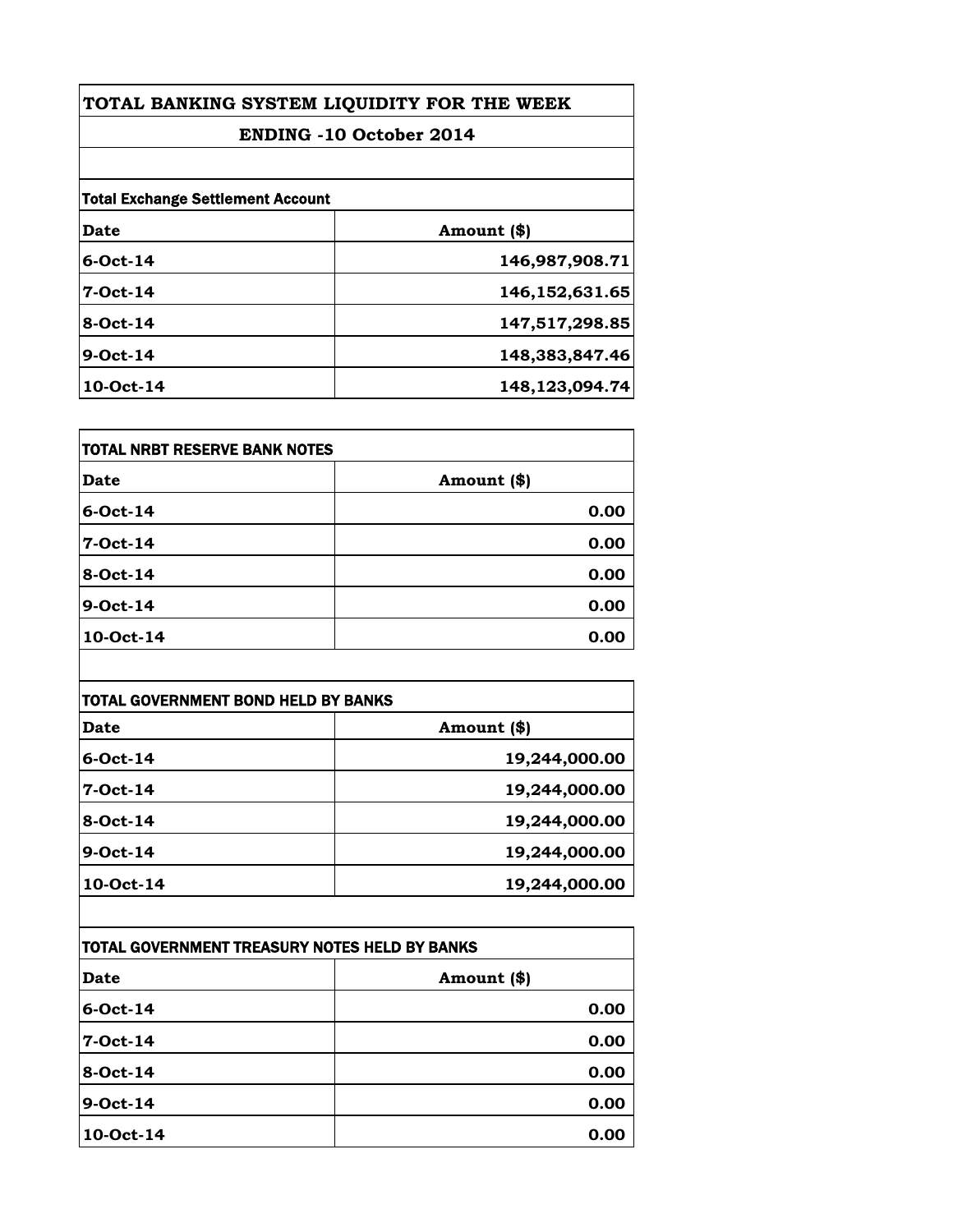# TOTAL BANKING SYSTEM LIQUIDITY FOR THE WEEK

## ENDING -10 October 2014

**Total Exchange Settlement Account**

| Date | Amount ($) |
|---|---|
| 6-Oct-14 | 146,987,908.71 |
| 7-Oct-14 | 146,152,631.65 |
| 8-Oct-14 | 147,517,298.85 |
| 9-Oct-14 | 148,383,847.46 |
| 10-Oct-14 | 148,123,094.74 |

**TOTAL NRBT RESERVE BANK NOTES**

| Date | Amount ($) |
|---|---|
| 6-Oct-14 | 0.00 |
| 7-Oct-14 | 0.00 |
| 8-Oct-14 | 0.00 |
| 9-Oct-14 | 0.00 |
| 10-Oct-14 | 0.00 |

**TOTAL GOVERNMENT BOND HELD BY BANKS**

| Date | Amount ($) |
|---|---|
| 6-Oct-14 | 19,244,000.00 |
| 7-Oct-14 | 19,244,000.00 |
| 8-Oct-14 | 19,244,000.00 |
| 9-Oct-14 | 19,244,000.00 |
| 10-Oct-14 | 19,244,000.00 |

**TOTAL GOVERNMENT TREASURY NOTES HELD BY BANKS**

| Date | Amount ($) |
|---|---|
| 6-Oct-14 | 0.00 |
| 7-Oct-14 | 0.00 |
| 8-Oct-14 | 0.00 |
| 9-Oct-14 | 0.00 |
| 10-Oct-14 | 0.00 |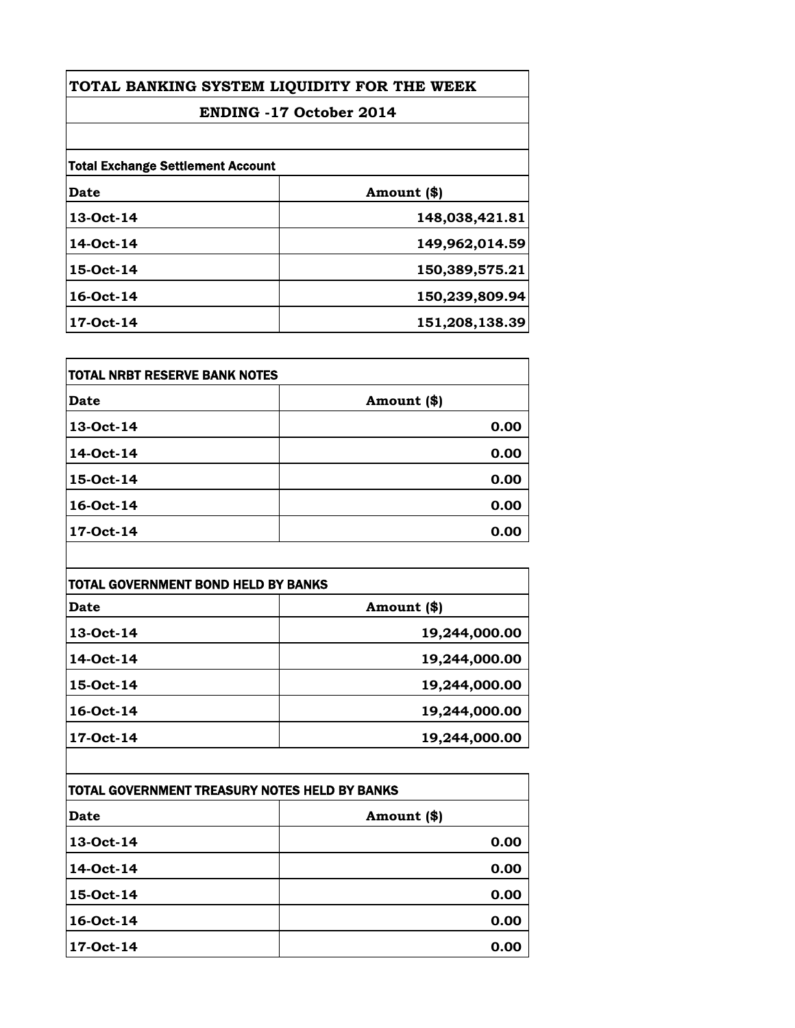## TOTAL BANKING SYSTEM LIQUIDITY FOR THE WEEK

### ENDING -17 October 2014

**Total Exchange Settlement Account**

| Date | Amount ($) |
|---|---|
| 13-Oct-14 | 148,038,421.81 |
| 14-Oct-14 | 149,962,014.59 |
| 15-Oct-14 | 150,389,575.21 |
| 16-Oct-14 | 150,239,809.94 |
| 17-Oct-14 | 151,208,138.39 |

**TOTAL NRBT RESERVE BANK NOTES**

| Date | Amount ($) |
|---|---|
| 13-Oct-14 | 0.00 |
| 14-Oct-14 | 0.00 |
| 15-Oct-14 | 0.00 |
| 16-Oct-14 | 0.00 |
| 17-Oct-14 | 0.00 |

**TOTAL GOVERNMENT BOND HELD BY BANKS**

| Date | Amount ($) |
|---|---|
| 13-Oct-14 | 19,244,000.00 |
| 14-Oct-14 | 19,244,000.00 |
| 15-Oct-14 | 19,244,000.00 |
| 16-Oct-14 | 19,244,000.00 |
| 17-Oct-14 | 19,244,000.00 |

**TOTAL GOVERNMENT TREASURY NOTES HELD BY BANKS**

| Date | Amount ($) |
|---|---|
| 13-Oct-14 | 0.00 |
| 14-Oct-14 | 0.00 |
| 15-Oct-14 | 0.00 |
| 16-Oct-14 | 0.00 |
| 17-Oct-14 | 0.00 |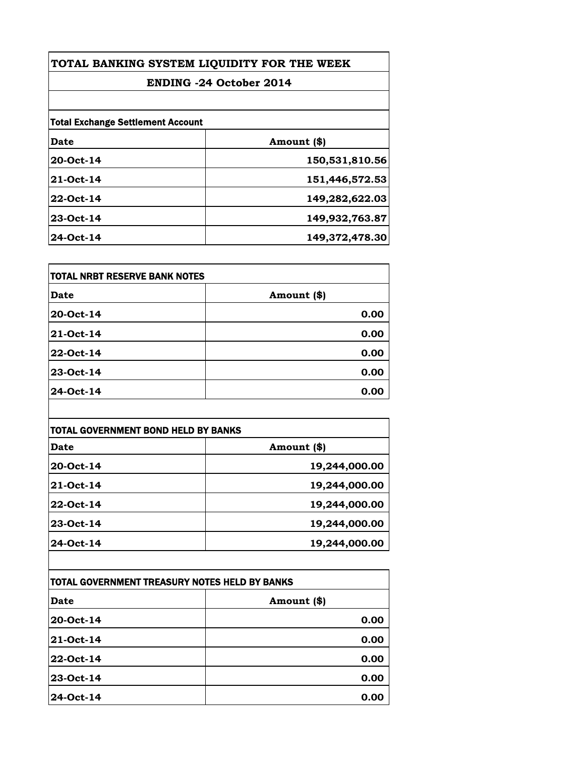# TOTAL BANKING SYSTEM LIQUIDITY FOR THE WEEK

## ENDING -24 October 2014

**Total Exchange Settlement Account**

| Date | Amount ($) |
|---|---|
| 20-Oct-14 | 150,531,810.56 |
| 21-Oct-14 | 151,446,572.53 |
| 22-Oct-14 | 149,282,622.03 |
| 23-Oct-14 | 149,932,763.87 |
| 24-Oct-14 | 149,372,478.30 |

**TOTAL NRBT RESERVE BANK NOTES**

| Date | Amount ($) |
|---|---|
| 20-Oct-14 | 0.00 |
| 21-Oct-14 | 0.00 |
| 22-Oct-14 | 0.00 |
| 23-Oct-14 | 0.00 |
| 24-Oct-14 | 0.00 |

**TOTAL GOVERNMENT BOND HELD BY BANKS**

| Date | Amount ($) |
|---|---|
| 20-Oct-14 | 19,244,000.00 |
| 21-Oct-14 | 19,244,000.00 |
| 22-Oct-14 | 19,244,000.00 |
| 23-Oct-14 | 19,244,000.00 |
| 24-Oct-14 | 19,244,000.00 |

**TOTAL GOVERNMENT TREASURY NOTES HELD BY BANKS**

| Date | Amount ($) |
|---|---|
| 20-Oct-14 | 0.00 |
| 21-Oct-14 | 0.00 |
| 22-Oct-14 | 0.00 |
| 23-Oct-14 | 0.00 |
| 24-Oct-14 | 0.00 |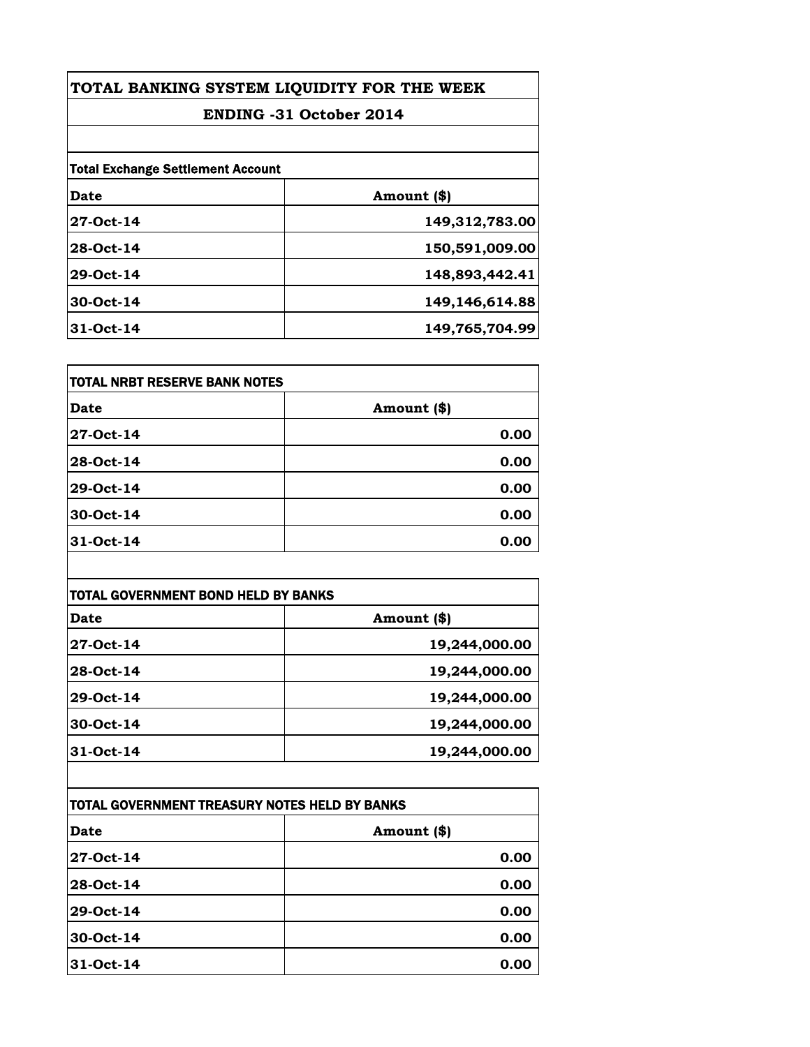# TOTAL BANKING SYSTEM LIQUIDITY FOR THE WEEK

## ENDING -31 October 2014

**Total Exchange Settlement Account**

| Date | Amount ($) |
|---|---|
| 27-Oct-14 | 149,312,783.00 |
| 28-Oct-14 | 150,591,009.00 |
| 29-Oct-14 | 148,893,442.41 |
| 30-Oct-14 | 149,146,614.88 |
| 31-Oct-14 | 149,765,704.99 |

**TOTAL NRBT RESERVE BANK NOTES**

| Date | Amount ($) |
|---|---|
| 27-Oct-14 | 0.00 |
| 28-Oct-14 | 0.00 |
| 29-Oct-14 | 0.00 |
| 30-Oct-14 | 0.00 |
| 31-Oct-14 | 0.00 |

**TOTAL GOVERNMENT BOND HELD BY BANKS**

| Date | Amount ($) |
|---|---|
| 27-Oct-14 | 19,244,000.00 |
| 28-Oct-14 | 19,244,000.00 |
| 29-Oct-14 | 19,244,000.00 |
| 30-Oct-14 | 19,244,000.00 |
| 31-Oct-14 | 19,244,000.00 |

**TOTAL GOVERNMENT TREASURY NOTES HELD BY BANKS**

| Date | Amount ($) |
|---|---|
| 27-Oct-14 | 0.00 |
| 28-Oct-14 | 0.00 |
| 29-Oct-14 | 0.00 |
| 30-Oct-14 | 0.00 |
| 31-Oct-14 | 0.00 |